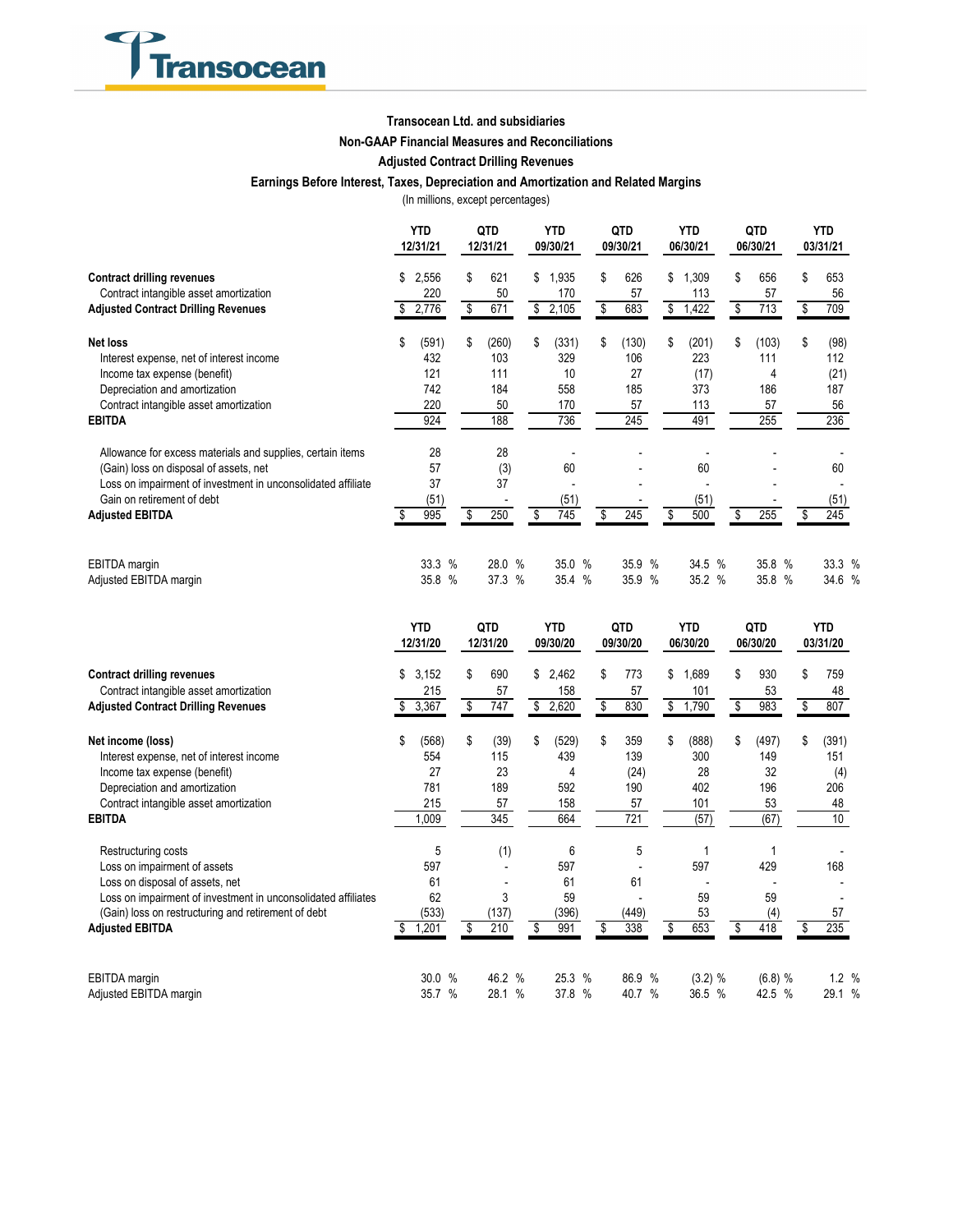Transocean

**Transocean Ltd. and subsidiaries**
**Non-GAAP Financial Measures and Reconciliations**
**Adjusted Contract Drilling Revenues**
**Earnings Before Interest, Taxes, Depreciation and Amortization and Related Margins**
(In millions, except percentages)

| | YTD 12/31/21 | QTD 12/31/21 | YTD 09/30/21 | QTD 09/30/21 | YTD 06/30/21 | QTD 06/30/21 | YTD 03/31/21 |
|---|---|---|---|---|---|---|---|
| **Contract drilling revenues** | $ 2,556 | $ 621 | $ 1,935 | $ 626 | $ 1,309 | $ 656 | $ 653 |
| Contract intangible asset amortization | 220 | 50 | 170 | 57 | 113 | 57 | 56 |
| **Adjusted Contract Drilling Revenues** | $ 2,776 | $ 671 | $ 2,105 | $ 683 | $ 1,422 | $ 713 | $ 709 |
| | | | | | | | |
| **Net loss** | $ (591) | $ (260) | $ (331) | $ (130) | $ (201) | $ (103) | $ (98) |
| Interest expense, net of interest income | 432 | 103 | 329 | 106 | 223 | 111 | 112 |
| Income tax expense (benefit) | 121 | 111 | 10 | 27 | (17) | 4 | (21) |
| Depreciation and amortization | 742 | 184 | 558 | 185 | 373 | 186 | 187 |
| Contract intangible asset amortization | 220 | 50 | 170 | 57 | 113 | 57 | 56 |
| **EBITDA** | 924 | 188 | 736 | 245 | 491 | 255 | 236 |
| | | | | | | | |
| Allowance for excess materials and supplies, certain items | 28 | 28 | - | - | - | - | - |
| (Gain) loss on disposal of assets, net | 57 | (3) | 60 | - | 60 | - | 60 |
| Loss on impairment of investment in unconsolidated affiliate | 37 | 37 | - | - | - | - | - |
| Gain on retirement of debt | (51) | - | (51) | - | (51) | - | (51) |
| **Adjusted EBITDA** | $ 995 | $ 250 | $ 745 | $ 245 | $ 500 | $ 255 | $ 245 |
| | | | | | | | |
| EBITDA margin | 33.3 % | 28.0 % | 35.0 % | 35.9 % | 34.5 % | 35.8 % | 33.3 % |
| Adjusted EBITDA margin | 35.8 % | 37.3 % | 35.4 % | 35.9 % | 35.2 % | 35.8 % | 34.6 % |

| | YTD 12/31/20 | QTD 12/31/20 | YTD 09/30/20 | QTD 09/30/20 | YTD 06/30/20 | QTD 06/30/20 | YTD 03/31/20 |
|---|---|---|---|---|---|---|---|
| **Contract drilling revenues** | $ 3,152 | $ 690 | $ 2,462 | $ 773 | $ 1,689 | $ 930 | $ 759 |
| Contract intangible asset amortization | 215 | 57 | 158 | 57 | 101 | 53 | 48 |
| **Adjusted Contract Drilling Revenues** | $ 3,367 | $ 747 | $ 2,620 | $ 830 | $ 1,790 | $ 983 | $ 807 |
| | | | | | | | |
| **Net income (loss)** | $ (568) | $ (39) | $ (529) | $ 359 | $ (888) | $ (497) | $ (391) |
| Interest expense, net of interest income | 554 | 115 | 439 | 139 | 300 | 149 | 151 |
| Income tax expense (benefit) | 27 | 23 | 4 | (24) | 28 | 32 | (4) |
| Depreciation and amortization | 781 | 189 | 592 | 190 | 402 | 196 | 206 |
| Contract intangible asset amortization | 215 | 57 | 158 | 57 | 101 | 53 | 48 |
| **EBITDA** | 1,009 | 345 | 664 | 721 | (57) | (67) | 10 |
| | | | | | | | |
| Restructuring costs | 5 | (1) | 6 | 5 | 1 | 1 | - |
| Loss on impairment of assets | 597 | - | 597 | - | 597 | 429 | 168 |
| Loss on disposal of assets, net | 61 | - | 61 | 61 | - | - | - |
| Loss on impairment of investment in unconsolidated affiliates | 62 | 3 | 59 | - | 59 | 59 | - |
| (Gain) loss on restructuring and retirement of debt | (533) | (137) | (396) | (449) | 53 | (4) | 57 |
| **Adjusted EBITDA** | $ 1,201 | $ 210 | $ 991 | $ 338 | $ 653 | $ 418 | $ 235 |
| | | | | | | | |
| EBITDA margin | 30.0 % | 46.2 % | 25.3 % | 86.9 % | (3.2) % | (6.8) % | 1.2 % |
| Adjusted EBITDA margin | 35.7 % | 28.1 % | 37.8 % | 40.7 % | 36.5 % | 42.5 % | 29.1 % |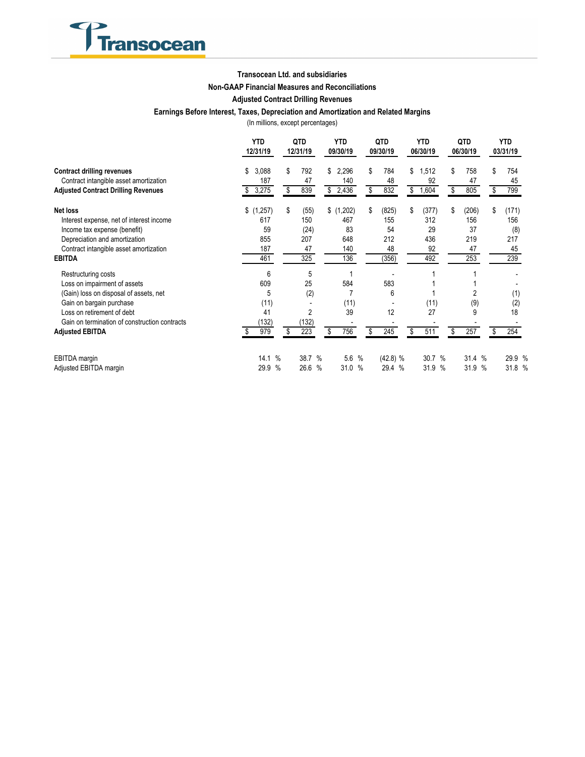Transocean

**Transocean Ltd. and subsidiaries**

**Non-GAAP Financial Measures and Reconciliations**

**Adjusted Contract Drilling Revenues**

**Earnings Before Interest, Taxes, Depreciation and Amortization and Related Margins**

(In millions, except percentages)

| | YTD 12/31/19 | QTD 12/31/19 | YTD 09/30/19 | QTD 09/30/19 | YTD 06/30/19 | QTD 06/30/19 | YTD 03/31/19 |
|---|---|---|---|---|---|---|---|
| **Contract drilling revenues** | $ 3,088 | $ 792 | $ 2,296 | $ 784 | $ 1,512 | $ 758 | $ 754 |
| Contract intangible asset amortization | 187 | 47 | 140 | 48 | 92 | 47 | 45 |
| **Adjusted Contract Drilling Revenues** | $ 3,275 | $ 839 | $ 2,436 | $ 832 | $ 1,604 | $ 805 | $ 799 |
| | | | | | | | |
| **Net loss** | $ (1,257) | $ (55) | $ (1,202) | $ (825) | $ (377) | $ (206) | $ (171) |
| Interest expense, net of interest income | 617 | 150 | 467 | 155 | 312 | 156 | 156 |
| Income tax expense (benefit) | 59 | (24) | 83 | 54 | 29 | 37 | (8) |
| Depreciation and amortization | 855 | 207 | 648 | 212 | 436 | 219 | 217 |
| Contract intangible asset amortization | 187 | 47 | 140 | 48 | 92 | 47 | 45 |
| **EBITDA** | 461 | 325 | 136 | (356) | 492 | 253 | 239 |
| | | | | | | | |
| Restructuring costs | 6 | 5 | 1 | - | 1 | 1 | - |
| Loss on impairment of assets | 609 | 25 | 584 | 583 | 1 | 1 | - |
| (Gain) loss on disposal of assets, net | 5 | (2) | 7 | 6 | 1 | 2 | (1) |
| Gain on bargain purchase | (11) | - | (11) | - | (11) | (9) | (2) |
| Loss on retirement of debt | 41 | 2 | 39 | 12 | 27 | 9 | 18 |
| Gain on termination of construction contracts | (132) | (132) | - | - | - | - | - |
| **Adjusted EBITDA** | $ 979 | $ 223 | $ 756 | $ 245 | $ 511 | $ 257 | $ 254 |
| | | | | | | | |
| EBITDA margin | 14.1 % | 38.7 % | 5.6 % | (42.8) % | 30.7 % | 31.4 % | 29.9 % |
| Adjusted EBITDA margin | 29.9 % | 26.6 % | 31.0 % | 29.4 % | 31.9 % | 31.9 % | 31.8 % |